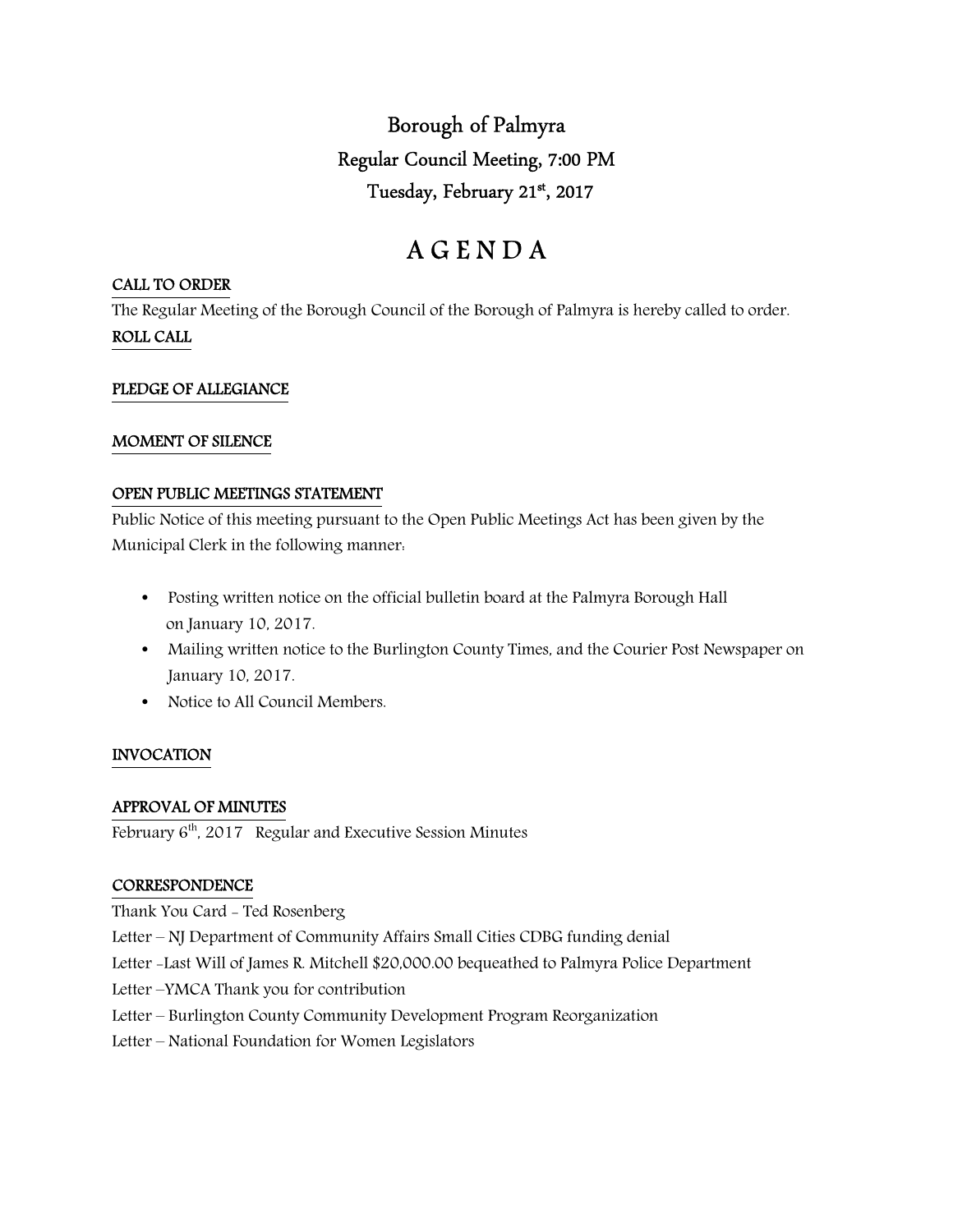# Borough of Palmyra

## Regular Council Meeting, 7:00 PM

## Tuesday, February 21st, 2017

# A G E N D A

**CALL TO ORDER**

The Regular Meeting of the Borough Council of the Borough of Palmyra is hereby called to order.

**ROLL CALL**

**PLEDGE OF ALLEGIANCE**

**MOMENT OF SILENCE**

**OPEN PUBLIC MEETINGS STATEMENT**

Public Notice of this meeting pursuant to the Open Public Meetings Act has been given by the Municipal Clerk in the following manner:

- Posting written notice on the official bulletin board at the Palmyra Borough Hall on January 10, 2017.
- Mailing written notice to the Burlington County Times, and the Courier Post Newspaper on January 10, 2017.
- Notice to All Council Members.

**INVOCATION**

**APPROVAL OF MINUTES**

February 6th, 2017 Regular and Executive Session Minutes

**CORRESPONDENCE**

Thank You Card - Ted Rosenberg

Letter – NJ Department of Community Affairs Small Cities CDBG funding denial

Letter -Last Will of James R. Mitchell $20,000.00 bequeathed to Palmyra Police Department

Letter –YMCA Thank you for contribution

Letter – Burlington County Community Development Program Reorganization

Letter – National Foundation for Women Legislators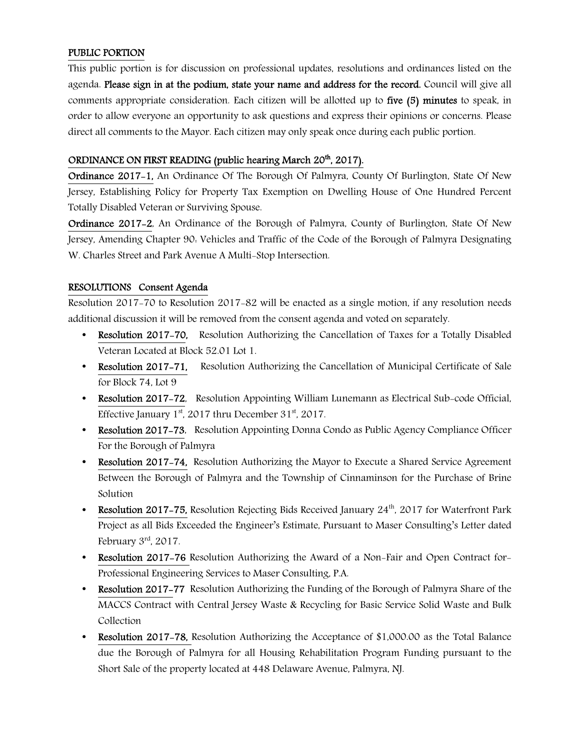## PUBLIC PORTION

This public portion is for discussion on professional updates, resolutions and ordinances listed on the agenda. **Please sign in at the podium, state your name and address for the record.** Council will give all comments appropriate consideration. Each citizen will be allotted up to **five (5) minutes** to speak, in order to allow everyone an opportunity to ask questions and express their opinions or concerns. Please direct all comments to the Mayor. Each citizen may only speak once during each public portion.

## ORDINANCE ON FIRST READING (public hearing March 20th, 2017).

**Ordinance 2017-1,** An Ordinance Of The Borough Of Palmyra, County Of Burlington, State Of New Jersey, Establishing Policy for Property Tax Exemption on Dwelling House of One Hundred Percent Totally Disabled Veteran or Surviving Spouse.

**Ordinance 2017-2,** An Ordinance of the Borough of Palmyra, County of Burlington, State Of New Jersey, Amending Chapter 90: Vehicles and Traffic of the Code of the Borough of Palmyra Designating W. Charles Street and Park Avenue A Multi-Stop Intersection.

## RESOLUTIONS Consent Agenda

Resolution 2017-70 to Resolution 2017-82 will be enacted as a single motion, if any resolution needs additional discussion it will be removed from the consent agenda and voted on separately.

- **Resolution 2017-70,** Resolution Authorizing the Cancellation of Taxes for a Totally Disabled Veteran Located at Block 52.01 Lot 1.
- **Resolution 2017-71,** Resolution Authorizing the Cancellation of Municipal Certificate of Sale for Block 74, Lot 9
- **Resolution 2017-72,** Resolution Appointing William Lunemann as Electrical Sub-code Official, Effective January 1st, 2017 thru December 31st, 2017.
- **Resolution 2017-73,** Resolution Appointing Donna Condo as Public Agency Compliance Officer For the Borough of Palmyra
- **Resolution 2017-74,** Resolution Authorizing the Mayor to Execute a Shared Service Agreement Between the Borough of Palmyra and the Township of Cinnaminson for the Purchase of Brine Solution
- **Resolution 2017-75,** Resolution Rejecting Bids Received January 24th, 2017 for Waterfront Park Project as all Bids Exceeded the Engineer's Estimate, Pursuant to Maser Consulting's Letter dated February 3rd, 2017.
- **Resolution 2017-76** Resolution Authorizing the Award of a Non-Fair and Open Contract for-Professional Engineering Services to Maser Consulting, P.A.
- **Resolution 2017-77** Resolution Authorizing the Funding of the Borough of Palmyra Share of the MACCS Contract with Central Jersey Waste & Recycling for Basic Service Solid Waste and Bulk Collection
- **Resolution 2017-78,** Resolution Authorizing the Acceptance of $1,000.00 as the Total Balance due the Borough of Palmyra for all Housing Rehabilitation Program Funding pursuant to the Short Sale of the property located at 448 Delaware Avenue, Palmyra, NJ.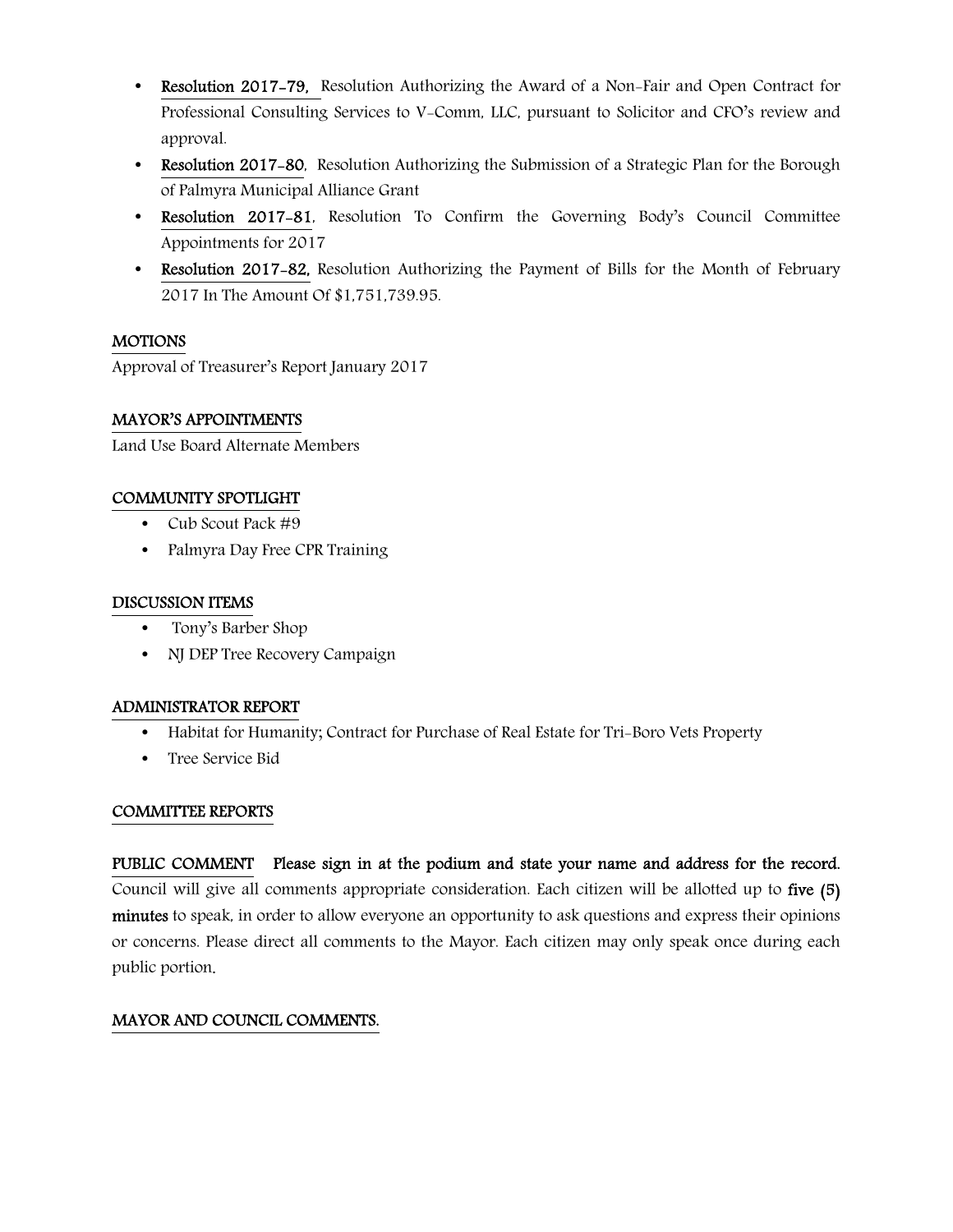- **Resolution 2017-79,** Resolution Authorizing the Award of a Non-Fair and Open Contract for Professional Consulting Services to V-Comm, LLC, pursuant to Solicitor and CFO's review and approval.
- **Resolution 2017-80**, Resolution Authorizing the Submission of a Strategic Plan for the Borough of Palmyra Municipal Alliance Grant
- **Resolution 2017-81**, Resolution To Confirm the Governing Body's Council Committee Appointments for 2017
- **Resolution 2017-82,** Resolution Authorizing the Payment of Bills for the Month of February 2017 In The Amount Of $1,751,739.95.

**MOTIONS**

Approval of Treasurer's Report January 2017

**MAYOR'S APPOINTMENTS**

Land Use Board Alternate Members

**COMMUNITY SPOTLIGHT**

- Cub Scout Pack #9
- Palmyra Day Free CPR Training

**DISCUSSION ITEMS**

- Tony's Barber Shop
- NJ DEP Tree Recovery Campaign

**ADMINISTRATOR REPORT**

- Habitat for Humanity; Contract for Purchase of Real Estate for Tri-Boro Vets Property
- Tree Service Bid

**COMMITTEE REPORTS**

**PUBLIC COMMENT** **Please sign in at the podium and state your name and address for the record.** Council will give all comments appropriate consideration. Each citizen will be allotted up to **five (5) minutes** to speak, in order to allow everyone an opportunity to ask questions and express their opinions or concerns. Please direct all comments to the Mayor. Each citizen may only speak once during each public portion.

**MAYOR AND COUNCIL COMMENTS.**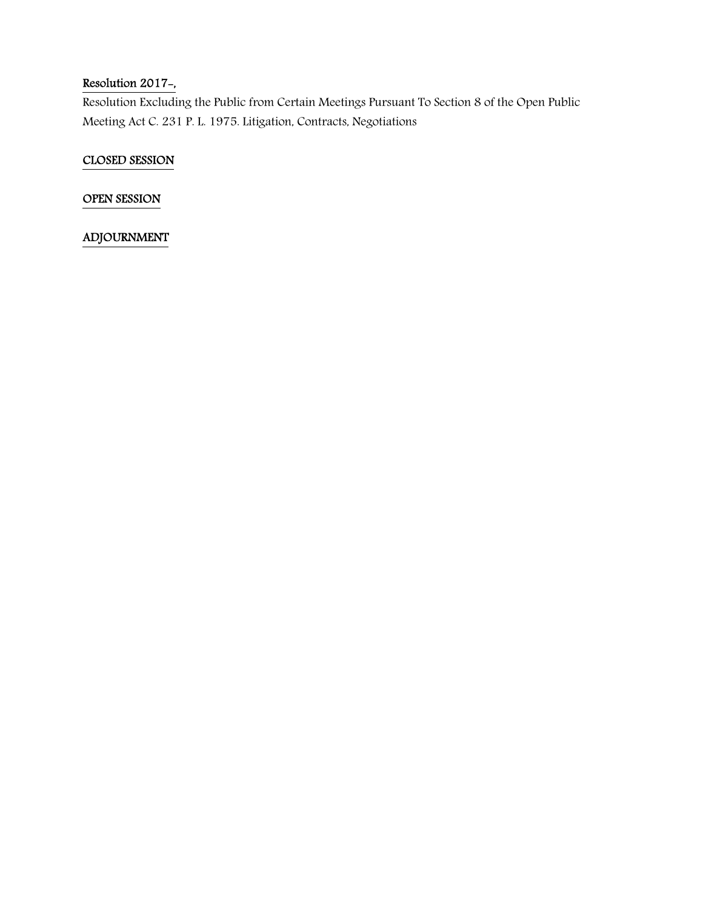**Resolution 2017-,**

Resolution Excluding the Public from Certain Meetings Pursuant To Section 8 of the Open Public Meeting Act C. 231 P. L. 1975. Litigation, Contracts, Negotiations

**CLOSED SESSION**

**OPEN SESSION**

**ADJOURNMENT**